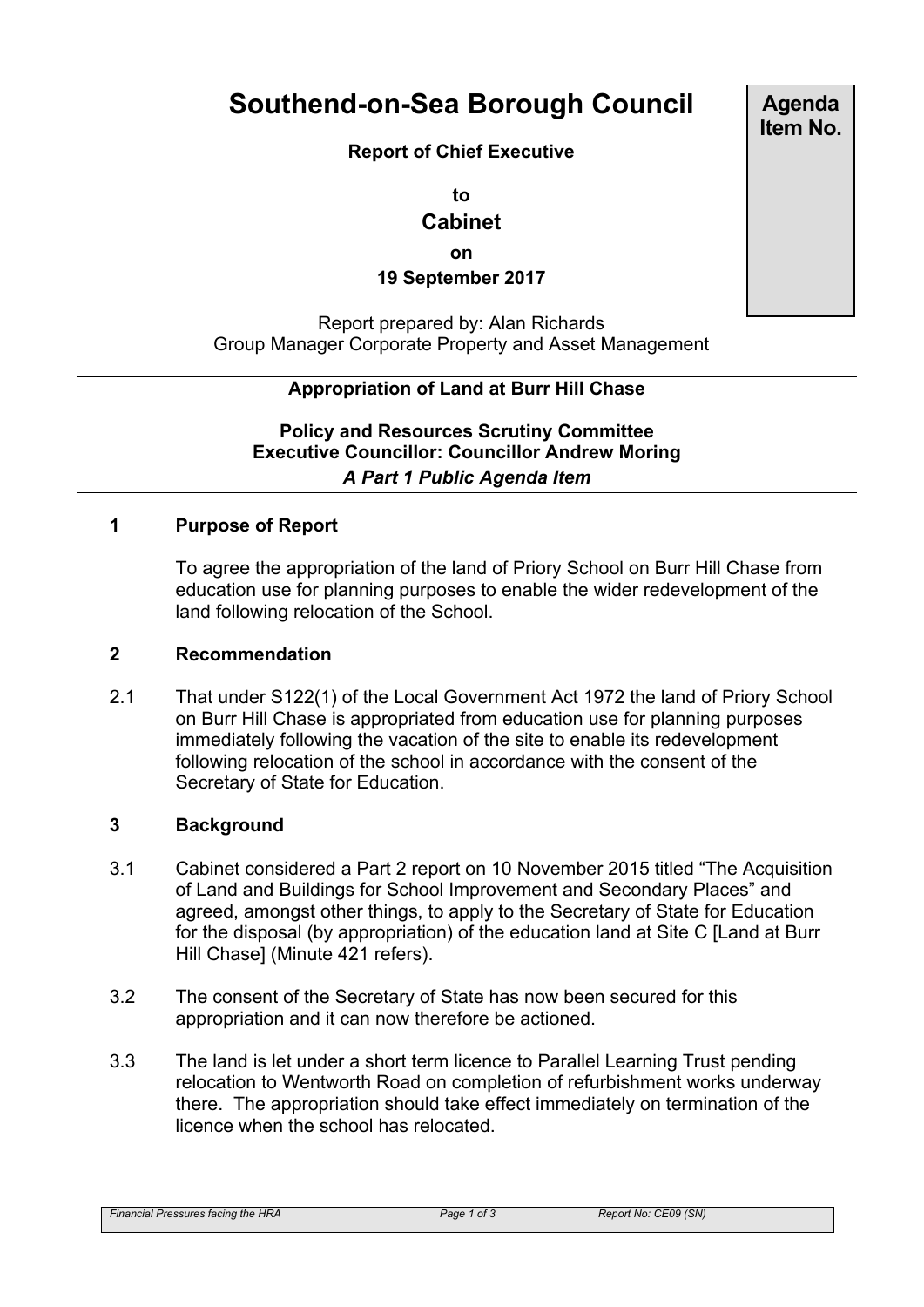# Southend-on-Sea Borough Council

**Agenda Item No.**

**Report of Chief Executive**

**to**

**Cabinet**

**on**

**19 September 2017**

Report prepared by: Alan Richards
Group Manager Corporate Property and Asset Management

---

**Appropriation of Land at Burr Hill Chase**

**Policy and Resources Scrutiny Committee**
**Executive Councillor: Councillor Andrew Moring**
***A Part 1 Public Agenda Item***

---

## 1 Purpose of Report

To agree the appropriation of the land of Priory School on Burr Hill Chase from education use for planning purposes to enable the wider redevelopment of the land following relocation of the School.

## 2 Recommendation

2.1 That under S122(1) of the Local Government Act 1972 the land of Priory School on Burr Hill Chase is appropriated from education use for planning purposes immediately following the vacation of the site to enable its redevelopment following relocation of the school in accordance with the consent of the Secretary of State for Education.

## 3 Background

3.1 Cabinet considered a Part 2 report on 10 November 2015 titled "The Acquisition of Land and Buildings for School Improvement and Secondary Places" and agreed, amongst other things, to apply to the Secretary of State for Education for the disposal (by appropriation) of the education land at Site C [Land at Burr Hill Chase] (Minute 421 refers).

3.2 The consent of the Secretary of State has now been secured for this appropriation and it can now therefore be actioned.

3.3 The land is let under a short term licence to Parallel Learning Trust pending relocation to Wentworth Road on completion of refurbishment works underway there. The appropriation should take effect immediately on termination of the licence when the school has relocated.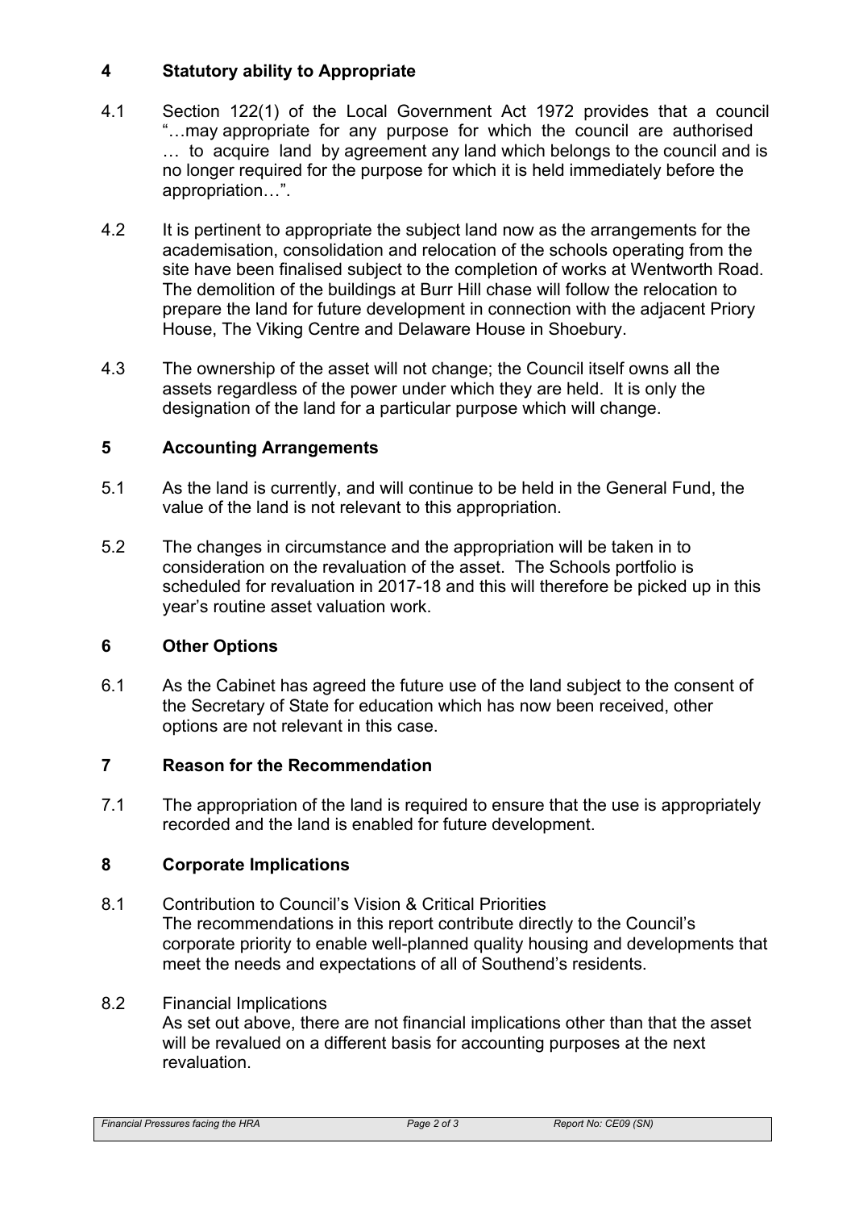## 4 Statutory ability to Appropriate

4.1 Section 122(1) of the Local Government Act 1972 provides that a council "…may appropriate for any purpose for which the council are authorised … to acquire land by agreement any land which belongs to the council and is no longer required for the purpose for which it is held immediately before the appropriation…".

4.2 It is pertinent to appropriate the subject land now as the arrangements for the academisation, consolidation and relocation of the schools operating from the site have been finalised subject to the completion of works at Wentworth Road. The demolition of the buildings at Burr Hill chase will follow the relocation to prepare the land for future development in connection with the adjacent Priory House, The Viking Centre and Delaware House in Shoebury.

4.3 The ownership of the asset will not change; the Council itself owns all the assets regardless of the power under which they are held. It is only the designation of the land for a particular purpose which will change.

## 5 Accounting Arrangements

5.1 As the land is currently, and will continue to be held in the General Fund, the value of the land is not relevant to this appropriation.

5.2 The changes in circumstance and the appropriation will be taken in to consideration on the revaluation of the asset. The Schools portfolio is scheduled for revaluation in 2017-18 and this will therefore be picked up in this year's routine asset valuation work.

## 6 Other Options

6.1 As the Cabinet has agreed the future use of the land subject to the consent of the Secretary of State for education which has now been received, other options are not relevant in this case.

## 7 Reason for the Recommendation

7.1 The appropriation of the land is required to ensure that the use is appropriately recorded and the land is enabled for future development.

## 8 Corporate Implications

8.1 Contribution to Council's Vision & Critical Priorities
The recommendations in this report contribute directly to the Council's corporate priority to enable well-planned quality housing and developments that meet the needs and expectations of all of Southend's residents.

8.2 Financial Implications
As set out above, there are not financial implications other than that the asset will be revalued on a different basis for accounting purposes at the next revaluation.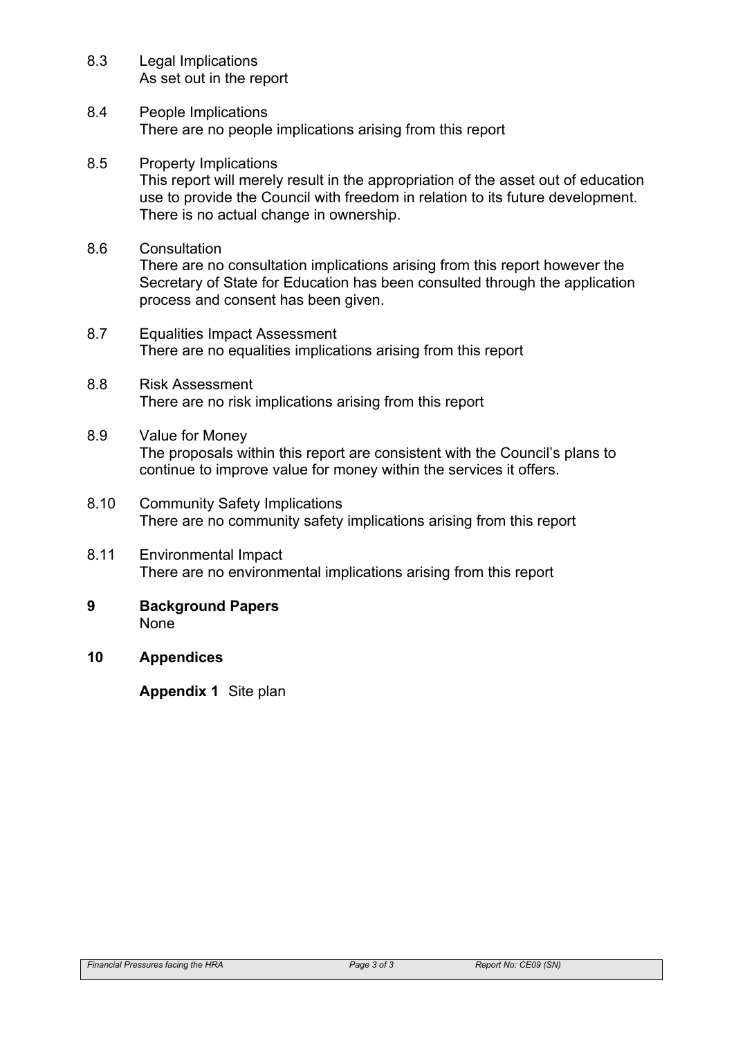8.3 Legal Implications
As set out in the report

8.4 People Implications
There are no people implications arising from this report

8.5 Property Implications
This report will merely result in the appropriation of the asset out of education use to provide the Council with freedom in relation to its future development. There is no actual change in ownership.

8.6 Consultation
There are no consultation implications arising from this report however the Secretary of State for Education has been consulted through the application process and consent has been given.

8.7 Equalities Impact Assessment
There are no equalities implications arising from this report

8.8 Risk Assessment
There are no risk implications arising from this report

8.9 Value for Money
The proposals within this report are consistent with the Council's plans to continue to improve value for money within the services it offers.

8.10 Community Safety Implications
There are no community safety implications arising from this report

8.11 Environmental Impact
There are no environmental implications arising from this report

## 9 Background Papers

None

## 10 Appendices

**Appendix 1** Site plan